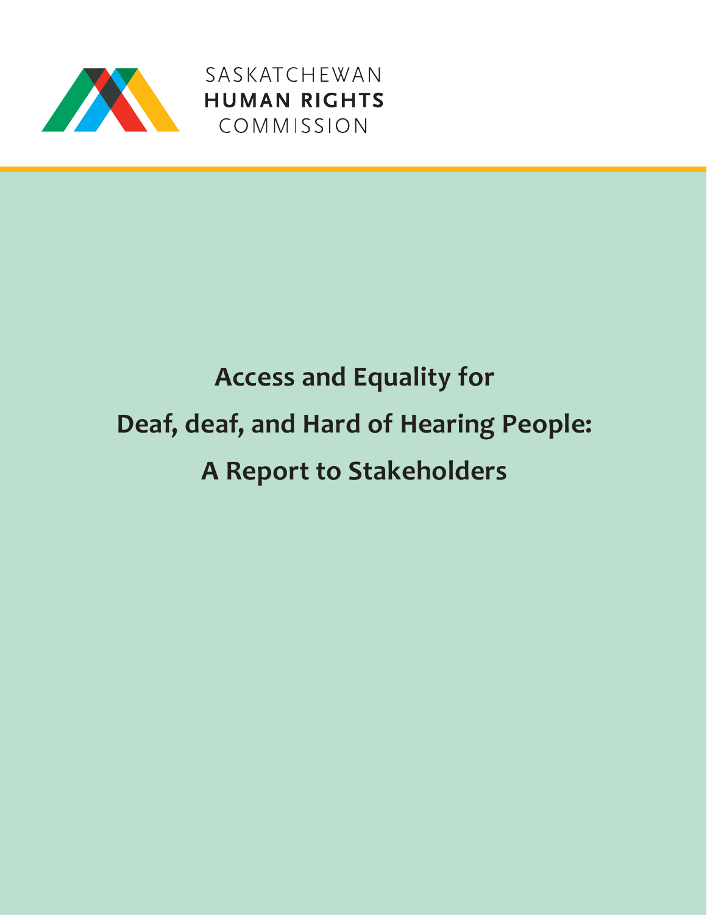SASKATCHEWAN
**HUMAN RIGHTS**
COMMISSION

# Access and Equality for Deaf, deaf, and Hard of Hearing People: A Report to Stakeholders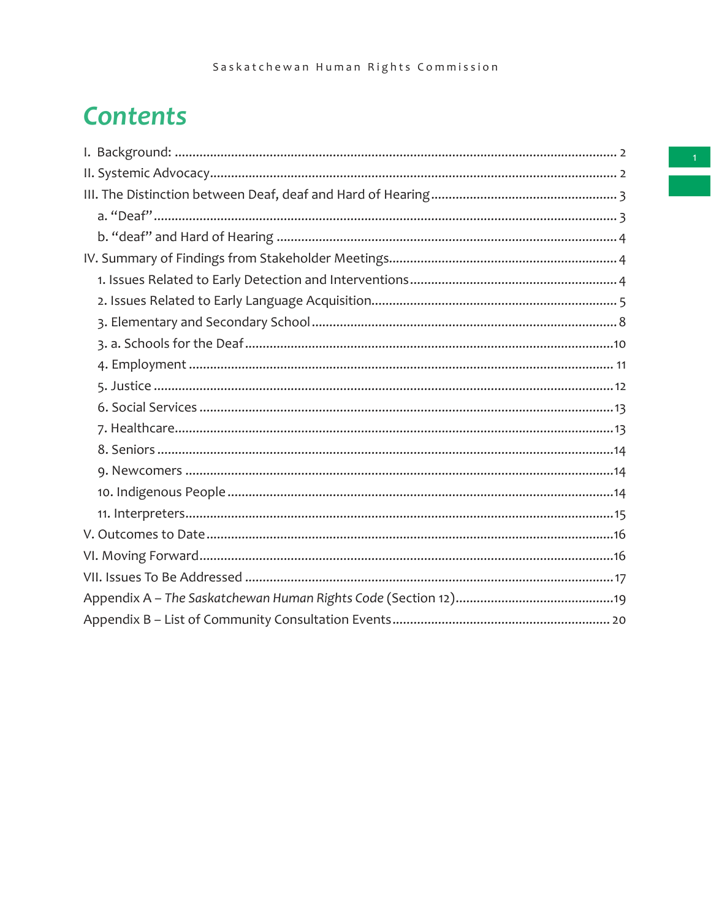# Contents

I. Background: .......... 2
II. Systemic Advocacy .......... 2
III. The Distinction between Deaf, deaf and Hard of Hearing .......... 3
  a. "Deaf" .......... 3
  b. "deaf" and Hard of Hearing .......... 4
IV. Summary of Findings from Stakeholder Meetings .......... 4
  1. Issues Related to Early Detection and Interventions .......... 4
  2. Issues Related to Early Language Acquisition .......... 5
  3. Elementary and Secondary School .......... 8
  3. a. Schools for the Deaf .......... 10
  4. Employment .......... 11
  5. Justice .......... 12
  6. Social Services .......... 13
  7. Healthcare .......... 13
  8. Seniors .......... 14
  9. Newcomers .......... 14
  10. Indigenous People .......... 14
  11. Interpreters .......... 15
V. Outcomes to Date .......... 16
VI. Moving Forward .......... 16
VII. Issues To Be Addressed .......... 17
Appendix A – *The Saskatchewan Human Rights Code* (Section 12) .......... 19
Appendix B – List of Community Consultation Events .......... 20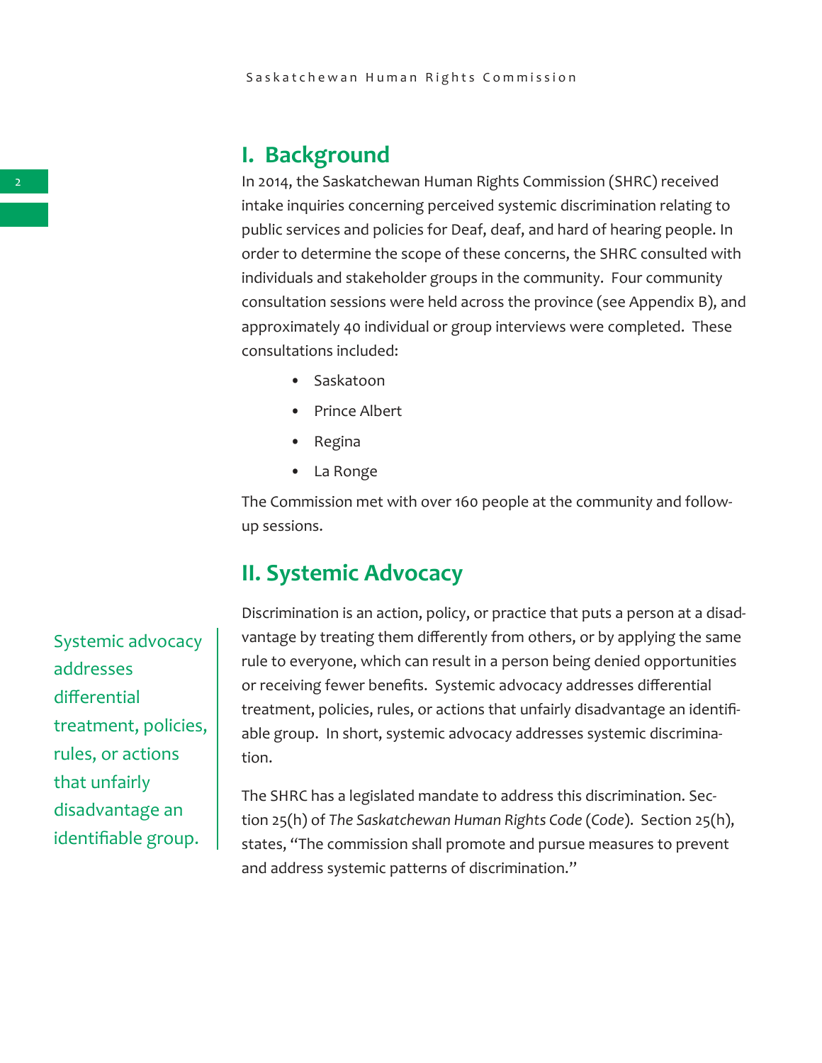## I. Background

In 2014, the Saskatchewan Human Rights Commission (SHRC) received intake inquiries concerning perceived systemic discrimination relating to public services and policies for Deaf, deaf, and hard of hearing people. In order to determine the scope of these concerns, the SHRC consulted with individuals and stakeholder groups in the community. Four community consultation sessions were held across the province (see Appendix B), and approximately 40 individual or group interviews were completed. These consultations included:

- Saskatoon
- Prince Albert
- Regina
- La Ronge

The Commission met with over 160 people at the community and follow-up sessions.

## II. Systemic Advocacy

Systemic advocacy addresses differential treatment, policies, rules, or actions that unfairly disadvantage an identifiable group.

Discrimination is an action, policy, or practice that puts a person at a disadvantage by treating them differently from others, or by applying the same rule to everyone, which can result in a person being denied opportunities or receiving fewer benefits. Systemic advocacy addresses differential treatment, policies, rules, or actions that unfairly disadvantage an identifiable group. In short, systemic advocacy addresses systemic discrimination.

The SHRC has a legislated mandate to address this discrimination. Section 25(h) of *The Saskatchewan Human Rights Code* (*Code*). Section 25(h), states, "The commission shall promote and pursue measures to prevent and address systemic patterns of discrimination."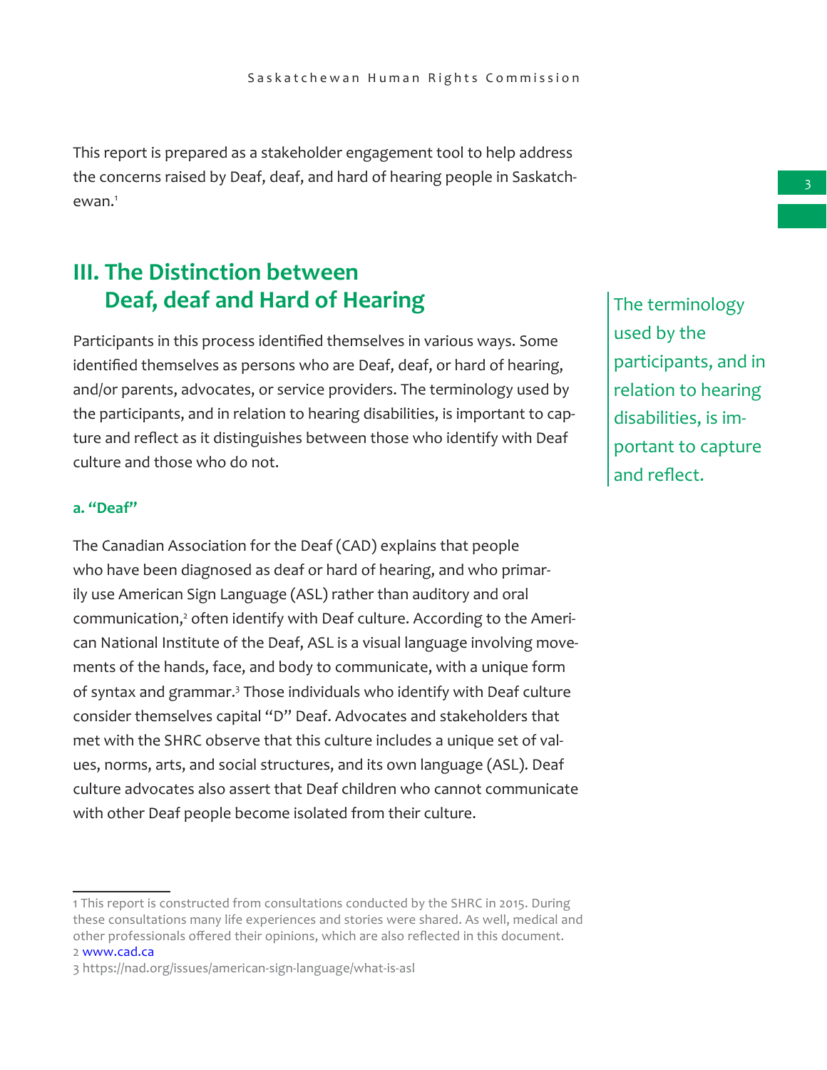This report is prepared as a stakeholder engagement tool to help address the concerns raised by Deaf, deaf, and hard of hearing people in Saskatchewan.[1]

## III. The Distinction between Deaf, deaf and Hard of Hearing

Participants in this process identified themselves in various ways. Some identified themselves as persons who are Deaf, deaf, or hard of hearing, and/or parents, advocates, or service providers. The terminology used by the participants, and in relation to hearing disabilities, is important to capture and reflect as it distinguishes between those who identify with Deaf culture and those who do not.

The terminology used by the participants, and in relation to hearing disabilities, is important to capture and reflect.

### a. "Deaf"

The Canadian Association for the Deaf (CAD) explains that people who have been diagnosed as deaf or hard of hearing, and who primarily use American Sign Language (ASL) rather than auditory and oral communication,[2] often identify with Deaf culture. According to the American National Institute of the Deaf, ASL is a visual language involving movements of the hands, face, and body to communicate, with a unique form of syntax and grammar.[3] Those individuals who identify with Deaf culture consider themselves capital "D" Deaf. Advocates and stakeholders that met with the SHRC observe that this culture includes a unique set of values, norms, arts, and social structures, and its own language (ASL). Deaf culture advocates also assert that Deaf children who cannot communicate with other Deaf people become isolated from their culture.

---

1 This report is constructed from consultations conducted by the SHRC in 2015. During these consultations many life experiences and stories were shared. As well, medical and other professionals offered their opinions, which are also reflected in this document.

2 www.cad.ca

3 https://nad.org/issues/american-sign-language/what-is-asl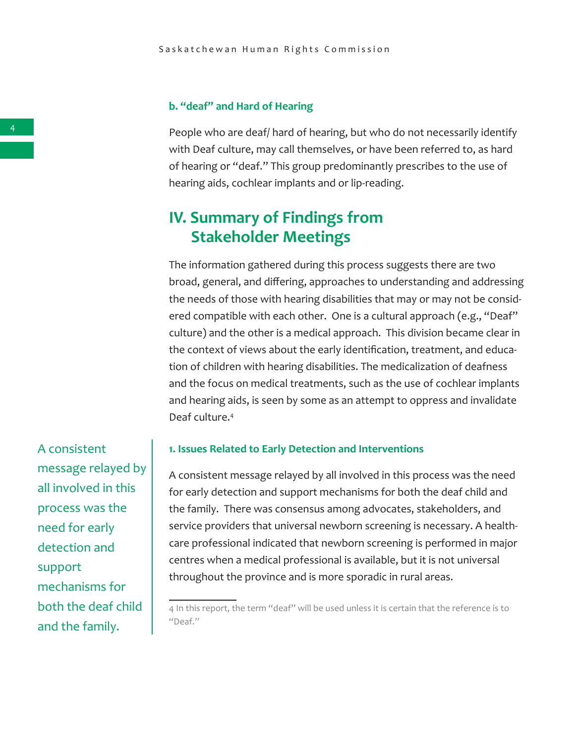### b. “deaf” and Hard of Hearing

People who are deaf/ hard of hearing, but who do not necessarily identify with Deaf culture, may call themselves, or have been referred to, as hard of hearing or “deaf.” This group predominantly prescribes to the use of hearing aids, cochlear implants and or lip-reading.

## IV. Summary of Findings from Stakeholder Meetings

The information gathered during this process suggests there are two broad, general, and differing, approaches to understanding and addressing the needs of those with hearing disabilities that may or may not be considered compatible with each other. One is a cultural approach (e.g., “Deaf” culture) and the other is a medical approach. This division became clear in the context of views about the early identification, treatment, and education of children with hearing disabilities. The medicalization of deafness and the focus on medical treatments, such as the use of cochlear implants and hearing aids, is seen by some as an attempt to oppress and invalidate Deaf culture.[4]

### 1. Issues Related to Early Detection and Interventions

A consistent message relayed by all involved in this process was the need for early detection and support mechanisms for both the deaf child and the family. There was consensus among advocates, stakeholders, and service providers that universal newborn screening is necessary. A health-care professional indicated that newborn screening is performed in major centres when a medical professional is available, but it is not universal throughout the province and is more sporadic in rural areas.

A consistent message relayed by all involved in this process was the need for early detection and support mechanisms for both the deaf child and the family.

4 In this report, the term “deaf” will be used unless it is certain that the reference is to “Deaf.”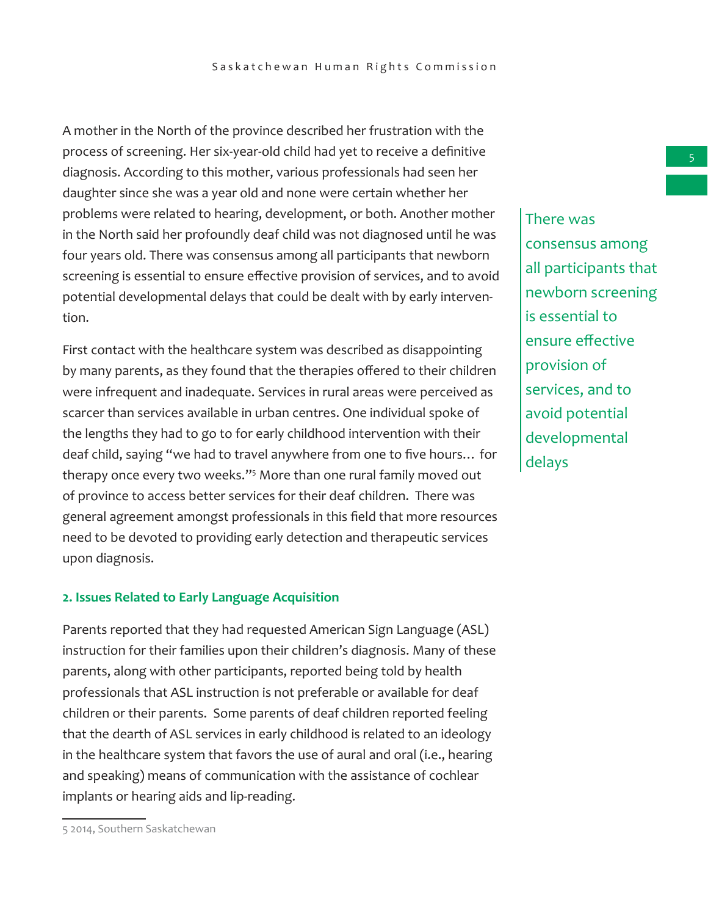A mother in the North of the province described her frustration with the process of screening. Her six-year-old child had yet to receive a definitive diagnosis. According to this mother, various professionals had seen her daughter since she was a year old and none were certain whether her problems were related to hearing, development, or both. Another mother in the North said her profoundly deaf child was not diagnosed until he was four years old. There was consensus among all participants that newborn screening is essential to ensure effective provision of services, and to avoid potential developmental delays that could be dealt with by early intervention.

> There was consensus among all participants that newborn screening is essential to ensure effective provision of services, and to avoid potential developmental delays

First contact with the healthcare system was described as disappointing by many parents, as they found that the therapies offered to their children were infrequent and inadequate. Services in rural areas were perceived as scarcer than services available in urban centres. One individual spoke of the lengths they had to go to for early childhood intervention with their deaf child, saying "we had to travel anywhere from one to five hours… for therapy once every two weeks."[5] More than one rural family moved out of province to access better services for their deaf children. There was general agreement amongst professionals in this field that more resources need to be devoted to providing early detection and therapeutic services upon diagnosis.

### 2. Issues Related to Early Language Acquisition

Parents reported that they had requested American Sign Language (ASL) instruction for their families upon their children's diagnosis. Many of these parents, along with other participants, reported being told by health professionals that ASL instruction is not preferable or available for deaf children or their parents. Some parents of deaf children reported feeling that the dearth of ASL services in early childhood is related to an ideology in the healthcare system that favors the use of aural and oral (i.e., hearing and speaking) means of communication with the assistance of cochlear implants or hearing aids and lip-reading.

---

5 2014, Southern Saskatchewan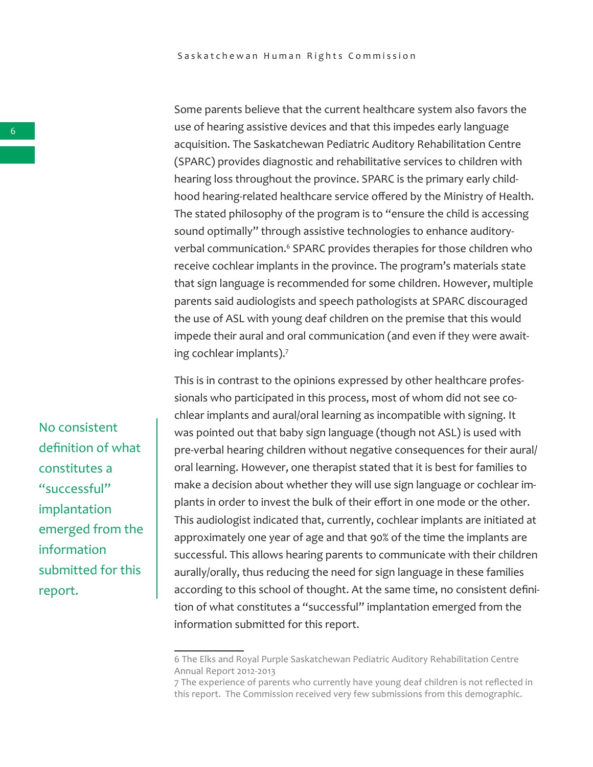Some parents believe that the current healthcare system also favors the use of hearing assistive devices and that this impedes early language acquisition. The Saskatchewan Pediatric Auditory Rehabilitation Centre (SPARC) provides diagnostic and rehabilitative services to children with hearing loss throughout the province. SPARC is the primary early childhood hearing-related healthcare service offered by the Ministry of Health. The stated philosophy of the program is to "ensure the child is accessing sound optimally" through assistive technologies to enhance auditory-verbal communication.[6] SPARC provides therapies for those children who receive cochlear implants in the province. The program's materials state that sign language is recommended for some children. However, multiple parents said audiologists and speech pathologists at SPARC discouraged the use of ASL with young deaf children on the premise that this would impede their aural and oral communication (and even if they were awaiting cochlear implants).[7]

This is in contrast to the opinions expressed by other healthcare professionals who participated in this process, most of whom did not see cochlear implants and aural/oral learning as incompatible with signing. It was pointed out that baby sign language (though not ASL) is used with pre-verbal hearing children without negative consequences for their aural/oral learning. However, one therapist stated that it is best for families to make a decision about whether they will use sign language or cochlear implants in order to invest the bulk of their effort in one mode or the other. This audiologist indicated that, currently, cochlear implants are initiated at approximately one year of age and that 90% of the time the implants are successful. This allows hearing parents to communicate with their children aurally/orally, thus reducing the need for sign language in these families according to this school of thought. At the same time, no consistent definition of what constitutes a "successful" implantation emerged from the information submitted for this report.

> No consistent definition of what constitutes a "successful" implantation emerged from the information submitted for this report.

---

6 The Elks and Royal Purple Saskatchewan Pediatric Auditory Rehabilitation Centre Annual Report 2012-2013

7 The experience of parents who currently have young deaf children is not reflected in this report. The Commission received very few submissions from this demographic.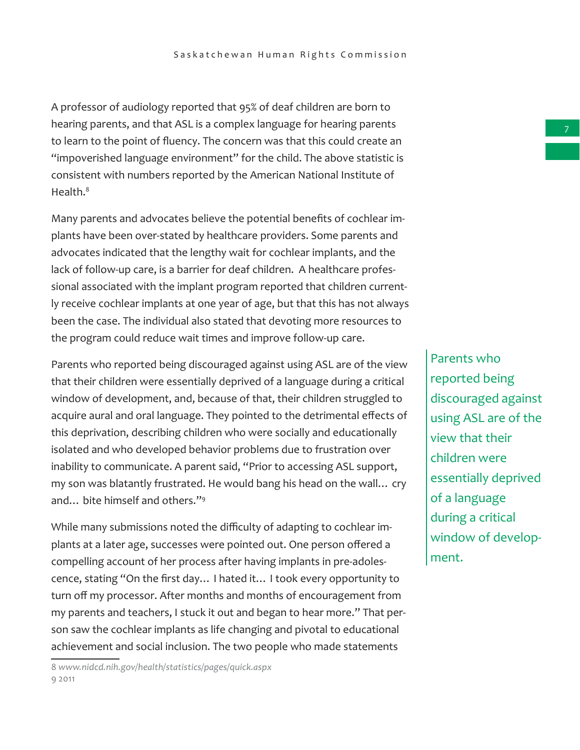A professor of audiology reported that 95% of deaf children are born to hearing parents, and that ASL is a complex language for hearing parents to learn to the point of fluency. The concern was that this could create an "impoverished language environment" for the child. The above statistic is consistent with numbers reported by the American National Institute of Health.[8]

Many parents and advocates believe the potential benefits of cochlear implants have been over-stated by healthcare providers. Some parents and advocates indicated that the lengthy wait for cochlear implants, and the lack of follow-up care, is a barrier for deaf children. A healthcare professional associated with the implant program reported that children currently receive cochlear implants at one year of age, but that this has not always been the case. The individual also stated that devoting more resources to the program could reduce wait times and improve follow-up care.

Parents who reported being discouraged against using ASL are of the view that their children were essentially deprived of a language during a critical window of development, and, because of that, their children struggled to acquire aural and oral language. They pointed to the detrimental effects of this deprivation, describing children who were socially and educationally isolated and who developed behavior problems due to frustration over inability to communicate. A parent said, "Prior to accessing ASL support, my son was blatantly frustrated. He would bang his head on the wall… cry and… bite himself and others."[9]

> Parents who reported being discouraged against using ASL are of the view that their children were essentially deprived of a language during a critical window of development.

While many submissions noted the difficulty of adapting to cochlear implants at a later age, successes were pointed out. One person offered a compelling account of her process after having implants in pre-adolescence, stating "On the first day… I hated it… I took every opportunity to turn off my processor. After months and months of encouragement from my parents and teachers, I stuck it out and began to hear more." That person saw the cochlear implants as life changing and pivotal to educational achievement and social inclusion. The two people who made statements

---

8 *www.nidcd.nih.gov/health/statistics/pages/quick.aspx*

9 2011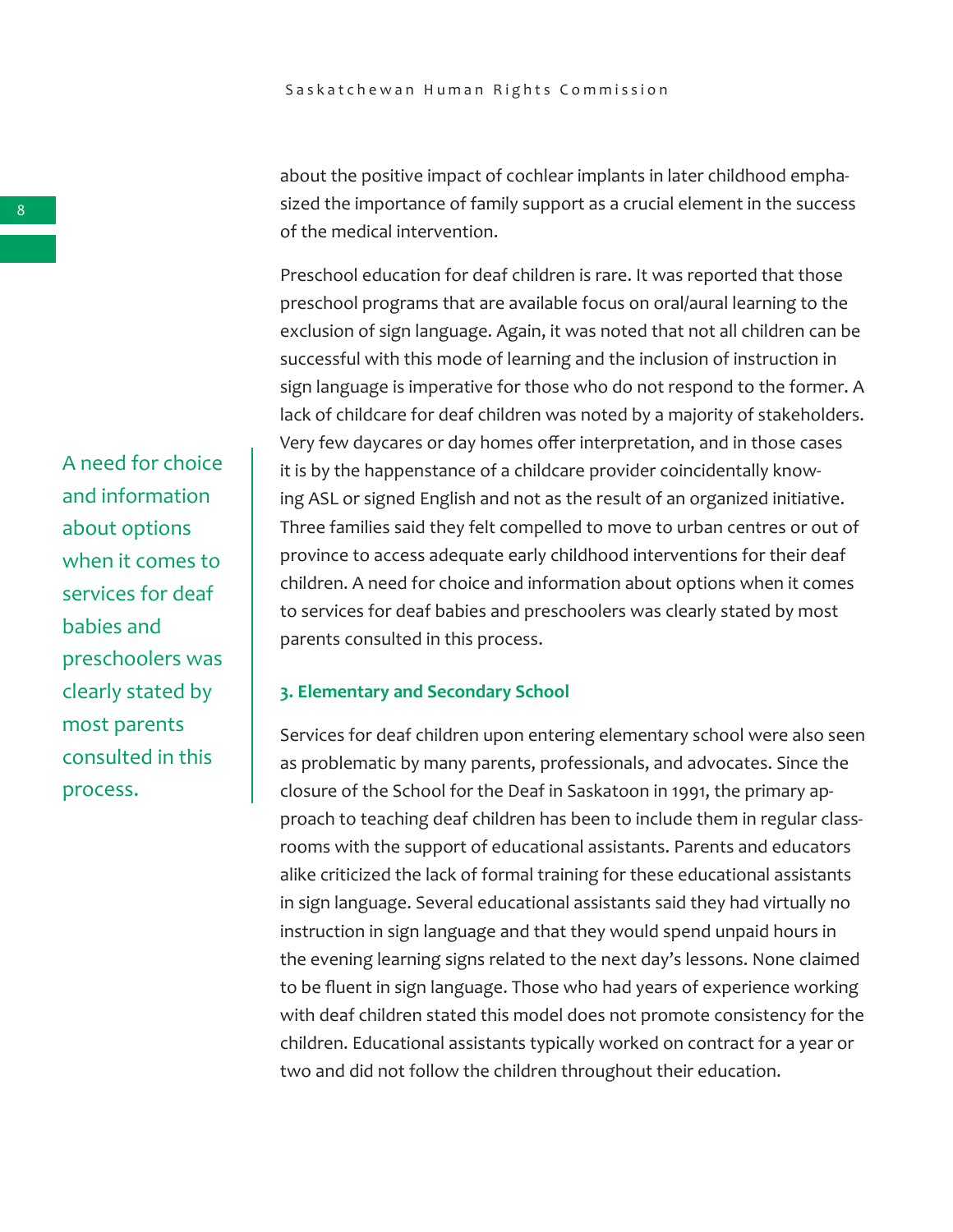about the positive impact of cochlear implants in later childhood emphasized the importance of family support as a crucial element in the success of the medical intervention.

Preschool education for deaf children is rare. It was reported that those preschool programs that are available focus on oral/aural learning to the exclusion of sign language. Again, it was noted that not all children can be successful with this mode of learning and the inclusion of instruction in sign language is imperative for those who do not respond to the former. A lack of childcare for deaf children was noted by a majority of stakeholders. Very few daycares or day homes offer interpretation, and in those cases it is by the happenstance of a childcare provider coincidentally knowing ASL or signed English and not as the result of an organized initiative. Three families said they felt compelled to move to urban centres or out of province to access adequate early childhood interventions for their deaf children. A need for choice and information about options when it comes to services for deaf babies and preschoolers was clearly stated by most parents consulted in this process.

> A need for choice and information about options when it comes to services for deaf babies and preschoolers was clearly stated by most parents consulted in this process.

### 3. Elementary and Secondary School

Services for deaf children upon entering elementary school were also seen as problematic by many parents, professionals, and advocates. Since the closure of the School for the Deaf in Saskatoon in 1991, the primary approach to teaching deaf children has been to include them in regular classrooms with the support of educational assistants. Parents and educators alike criticized the lack of formal training for these educational assistants in sign language. Several educational assistants said they had virtually no instruction in sign language and that they would spend unpaid hours in the evening learning signs related to the next day's lessons. None claimed to be fluent in sign language. Those who had years of experience working with deaf children stated this model does not promote consistency for the children. Educational assistants typically worked on contract for a year or two and did not follow the children throughout their education.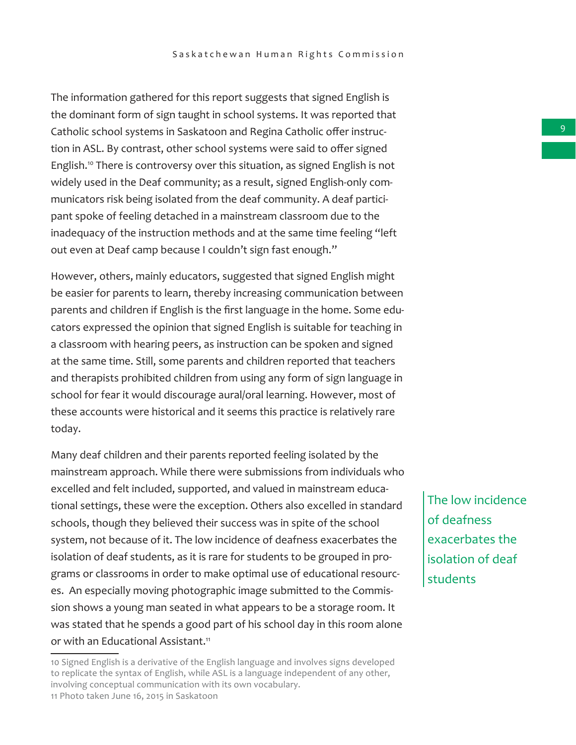The information gathered for this report suggests that signed English is the dominant form of sign taught in school systems. It was reported that Catholic school systems in Saskatoon and Regina Catholic offer instruction in ASL. By contrast, other school systems were said to offer signed English.[10] There is controversy over this situation, as signed English is not widely used in the Deaf community; as a result, signed English-only communicators risk being isolated from the deaf community. A deaf participant spoke of feeling detached in a mainstream classroom due to the inadequacy of the instruction methods and at the same time feeling "left out even at Deaf camp because I couldn't sign fast enough."

However, others, mainly educators, suggested that signed English might be easier for parents to learn, thereby increasing communication between parents and children if English is the first language in the home. Some educators expressed the opinion that signed English is suitable for teaching in a classroom with hearing peers, as instruction can be spoken and signed at the same time. Still, some parents and children reported that teachers and therapists prohibited children from using any form of sign language in school for fear it would discourage aural/oral learning. However, most of these accounts were historical and it seems this practice is relatively rare today.

Many deaf children and their parents reported feeling isolated by the mainstream approach. While there were submissions from individuals who excelled and felt included, supported, and valued in mainstream educational settings, these were the exception. Others also excelled in standard schools, though they believed their success was in spite of the school system, not because of it. The low incidence of deafness exacerbates the isolation of deaf students, as it is rare for students to be grouped in programs or classrooms in order to make optimal use of educational resources. An especially moving photographic image submitted to the Commission shows a young man seated in what appears to be a storage room. It was stated that he spends a good part of his school day in this room alone or with an Educational Assistant.[11]

> The low incidence of deafness exacerbates the isolation of deaf students

10 Signed English is a derivative of the English language and involves signs developed to replicate the syntax of English, while ASL is a language independent of any other, involving conceptual communication with its own vocabulary.
11 Photo taken June 16, 2015 in Saskatoon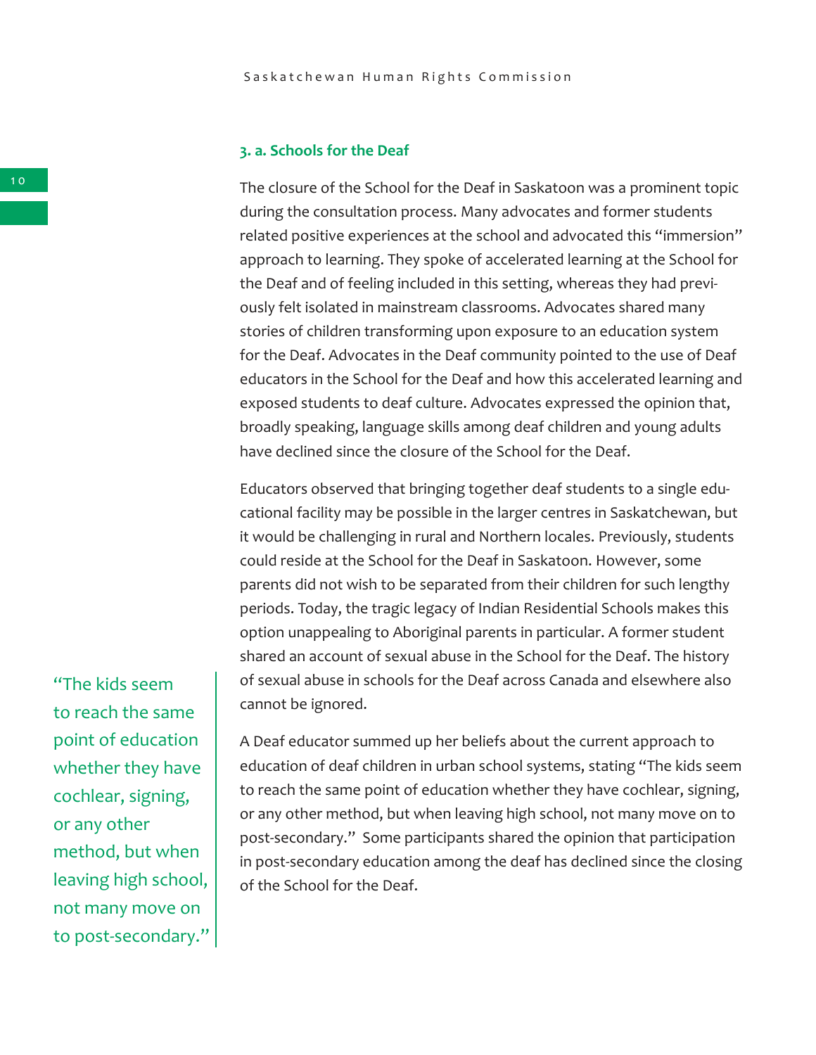### 3. a. Schools for the Deaf

The closure of the School for the Deaf in Saskatoon was a prominent topic during the consultation process. Many advocates and former students related positive experiences at the school and advocated this "immersion" approach to learning. They spoke of accelerated learning at the School for the Deaf and of feeling included in this setting, whereas they had previously felt isolated in mainstream classrooms. Advocates shared many stories of children transforming upon exposure to an education system for the Deaf. Advocates in the Deaf community pointed to the use of Deaf educators in the School for the Deaf and how this accelerated learning and exposed students to deaf culture. Advocates expressed the opinion that, broadly speaking, language skills among deaf children and young adults have declined since the closure of the School for the Deaf.

Educators observed that bringing together deaf students to a single educational facility may be possible in the larger centres in Saskatchewan, but it would be challenging in rural and Northern locales. Previously, students could reside at the School for the Deaf in Saskatoon. However, some parents did not wish to be separated from their children for such lengthy periods. Today, the tragic legacy of Indian Residential Schools makes this option unappealing to Aboriginal parents in particular. A former student shared an account of sexual abuse in the School for the Deaf. The history of sexual abuse in schools for the Deaf across Canada and elsewhere also cannot be ignored.

> "The kids seem to reach the same point of education whether they have cochlear, signing, or any other method, but when leaving high school, not many move on to post-secondary."

A Deaf educator summed up her beliefs about the current approach to education of deaf children in urban school systems, stating "The kids seem to reach the same point of education whether they have cochlear, signing, or any other method, but when leaving high school, not many move on to post-secondary." Some participants shared the opinion that participation in post-secondary education among the deaf has declined since the closing of the School for the Deaf.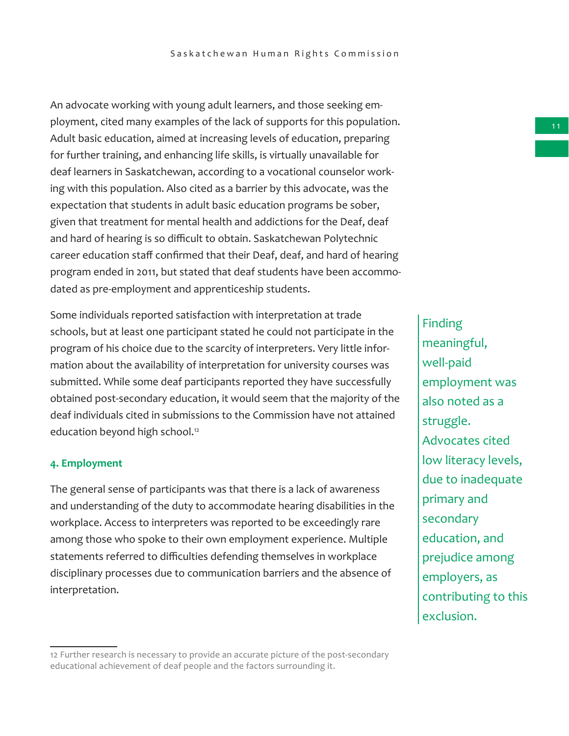An advocate working with young adult learners, and those seeking employment, cited many examples of the lack of supports for this population. Adult basic education, aimed at increasing levels of education, preparing for further training, and enhancing life skills, is virtually unavailable for deaf learners in Saskatchewan, according to a vocational counselor working with this population. Also cited as a barrier by this advocate, was the expectation that students in adult basic education programs be sober, given that treatment for mental health and addictions for the Deaf, deaf and hard of hearing is so difficult to obtain. Saskatchewan Polytechnic career education staff confirmed that their Deaf, deaf, and hard of hearing program ended in 2011, but stated that deaf students have been accommodated as pre-employment and apprenticeship students.

Some individuals reported satisfaction with interpretation at trade schools, but at least one participant stated he could not participate in the program of his choice due to the scarcity of interpreters. Very little information about the availability of interpretation for university courses was submitted. While some deaf participants reported they have successfully obtained post-secondary education, it would seem that the majority of the deaf individuals cited in submissions to the Commission have not attained education beyond high school.[12]

> Finding meaningful, well-paid employment was also noted as a struggle. Advocates cited low literacy levels, due to inadequate primary and secondary education, and prejudice among employers, as contributing to this exclusion.

#### 4. Employment

The general sense of participants was that there is a lack of awareness and understanding of the duty to accommodate hearing disabilities in the workplace. Access to interpreters was reported to be exceedingly rare among those who spoke to their own employment experience. Multiple statements referred to difficulties defending themselves in workplace disciplinary processes due to communication barriers and the absence of interpretation.

12 Further research is necessary to provide an accurate picture of the post-secondary educational achievement of deaf people and the factors surrounding it.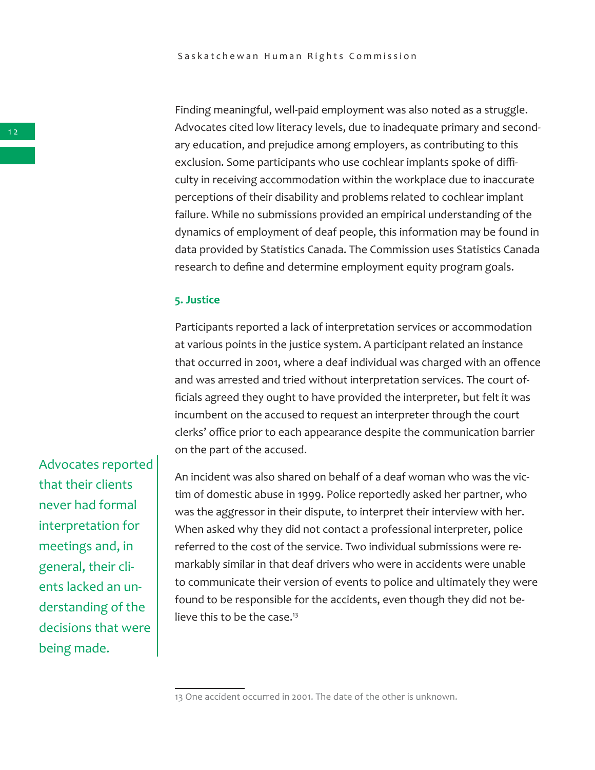Finding meaningful, well-paid employment was also noted as a struggle. Advocates cited low literacy levels, due to inadequate primary and secondary education, and prejudice among employers, as contributing to this exclusion. Some participants who use cochlear implants spoke of difficulty in receiving accommodation within the workplace due to inaccurate perceptions of their disability and problems related to cochlear implant failure. While no submissions provided an empirical understanding of the dynamics of employment of deaf people, this information may be found in data provided by Statistics Canada. The Commission uses Statistics Canada research to define and determine employment equity program goals.

### 5. Justice

Participants reported a lack of interpretation services or accommodation at various points in the justice system. A participant related an instance that occurred in 2001, where a deaf individual was charged with an offence and was arrested and tried without interpretation services. The court officials agreed they ought to have provided the interpreter, but felt it was incumbent on the accused to request an interpreter through the court clerks' office prior to each appearance despite the communication barrier on the part of the accused.

> Advocates reported that their clients never had formal interpretation for meetings and, in general, their clients lacked an understanding of the decisions that were being made.

An incident was also shared on behalf of a deaf woman who was the victim of domestic abuse in 1999. Police reportedly asked her partner, who was the aggressor in their dispute, to interpret their interview with her. When asked why they did not contact a professional interpreter, police referred to the cost of the service. Two individual submissions were remarkably similar in that deaf drivers who were in accidents were unable to communicate their version of events to police and ultimately they were found to be responsible for the accidents, even though they did not believe this to be the case.[13]

---

13 One accident occurred in 2001. The date of the other is unknown.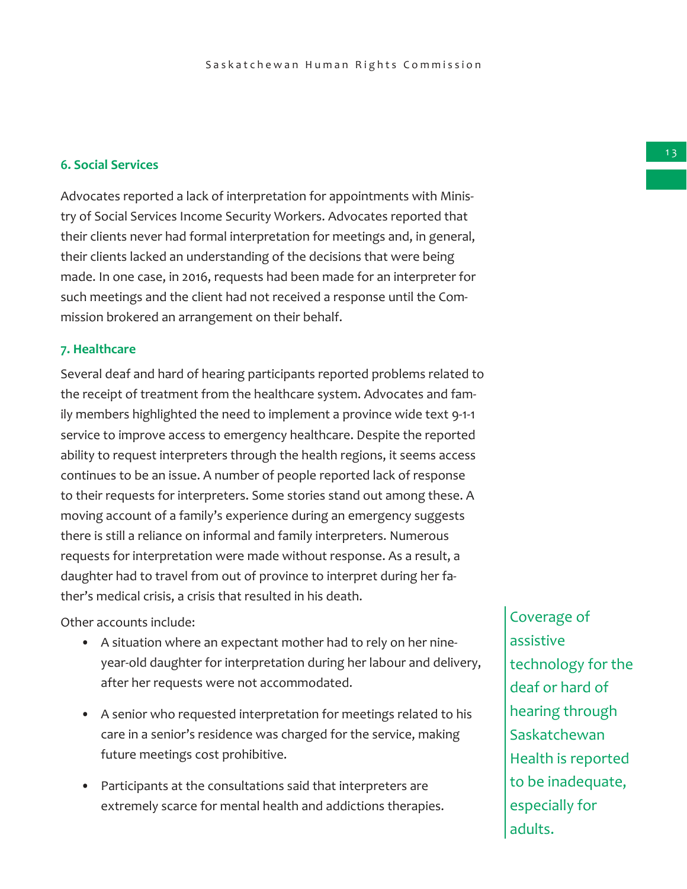### 6. Social Services

Advocates reported a lack of interpretation for appointments with Ministry of Social Services Income Security Workers. Advocates reported that their clients never had formal interpretation for meetings and, in general, their clients lacked an understanding of the decisions that were being made. In one case, in 2016, requests had been made for an interpreter for such meetings and the client had not received a response until the Commission brokered an arrangement on their behalf.

### 7. Healthcare

Several deaf and hard of hearing participants reported problems related to the receipt of treatment from the healthcare system. Advocates and family members highlighted the need to implement a province wide text 9-1-1 service to improve access to emergency healthcare. Despite the reported ability to request interpreters through the health regions, it seems access continues to be an issue. A number of people reported lack of response to their requests for interpreters. Some stories stand out among these. A moving account of a family's experience during an emergency suggests there is still a reliance on informal and family interpreters. Numerous requests for interpretation were made without response. As a result, a daughter had to travel from out of province to interpret during her father's medical crisis, a crisis that resulted in his death.

Other accounts include:

- A situation where an expectant mother had to rely on her nine-year-old daughter for interpretation during her labour and delivery, after her requests were not accommodated.
- A senior who requested interpretation for meetings related to his care in a senior's residence was charged for the service, making future meetings cost prohibitive.
- Participants at the consultations said that interpreters are extremely scarce for mental health and addictions therapies.

Coverage of assistive technology for the deaf or hard of hearing through Saskatchewan Health is reported to be inadequate, especially for adults.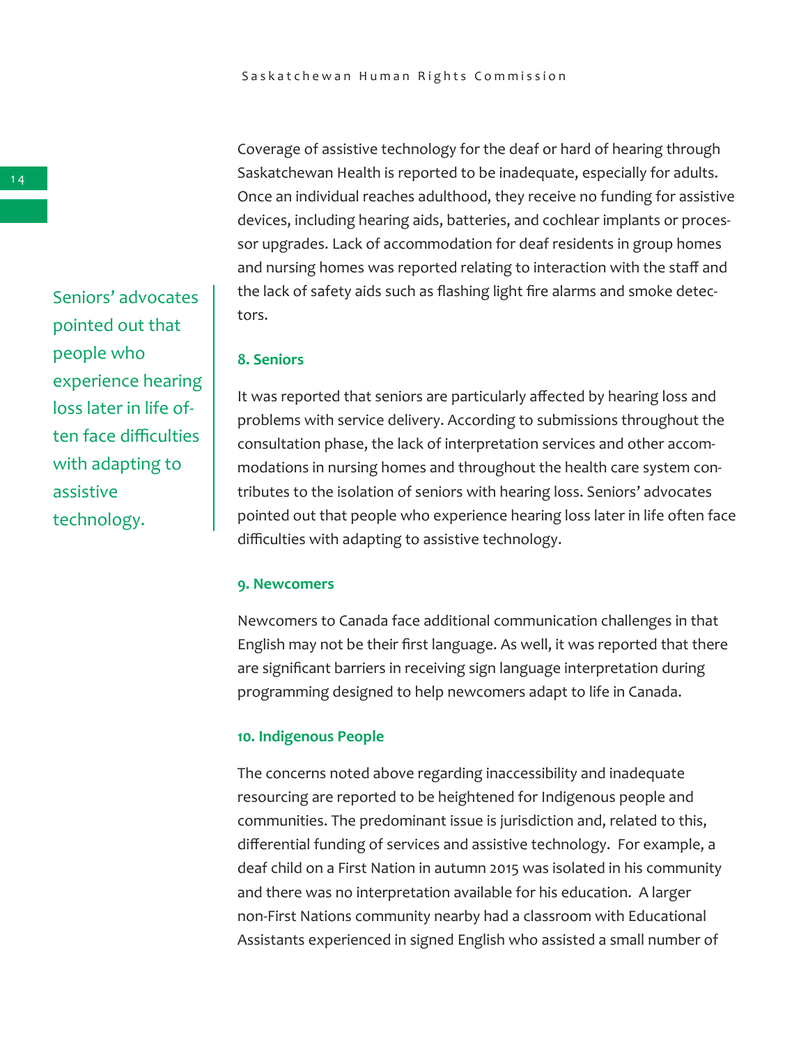Coverage of assistive technology for the deaf or hard of hearing through Saskatchewan Health is reported to be inadequate, especially for adults. Once an individual reaches adulthood, they receive no funding for assistive devices, including hearing aids, batteries, and cochlear implants or processor upgrades. Lack of accommodation for deaf residents in group homes and nursing homes was reported relating to interaction with the staff and the lack of safety aids such as flashing light fire alarms and smoke detectors.

> Seniors' advocates pointed out that people who experience hearing loss later in life often face difficulties with adapting to assistive technology.

### 8. Seniors

It was reported that seniors are particularly affected by hearing loss and problems with service delivery. According to submissions throughout the consultation phase, the lack of interpretation services and other accommodations in nursing homes and throughout the health care system contributes to the isolation of seniors with hearing loss. Seniors' advocates pointed out that people who experience hearing loss later in life often face difficulties with adapting to assistive technology.

### 9. Newcomers

Newcomers to Canada face additional communication challenges in that English may not be their first language. As well, it was reported that there are significant barriers in receiving sign language interpretation during programming designed to help newcomers adapt to life in Canada.

### 10. Indigenous People

The concerns noted above regarding inaccessibility and inadequate resourcing are reported to be heightened for Indigenous people and communities. The predominant issue is jurisdiction and, related to this, differential funding of services and assistive technology. For example, a deaf child on a First Nation in autumn 2015 was isolated in his community and there was no interpretation available for his education. A larger non-First Nations community nearby had a classroom with Educational Assistants experienced in signed English who assisted a small number of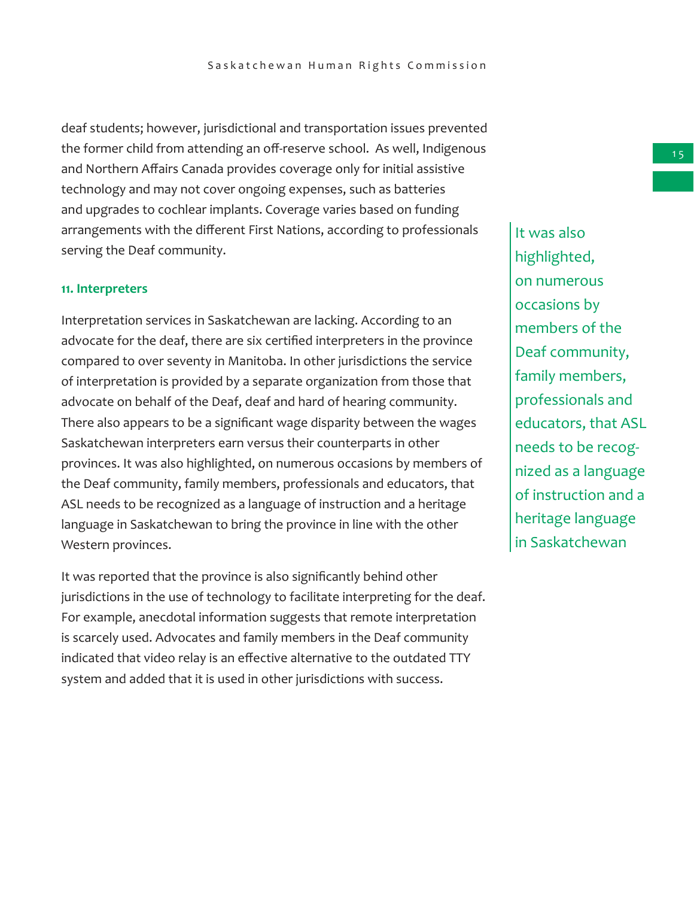deaf students; however, jurisdictional and transportation issues prevented the former child from attending an off-reserve school. As well, Indigenous and Northern Affairs Canada provides coverage only for initial assistive technology and may not cover ongoing expenses, such as batteries and upgrades to cochlear implants. Coverage varies based on funding arrangements with the different First Nations, according to professionals serving the Deaf community.

### 11. Interpreters

Interpretation services in Saskatchewan are lacking. According to an advocate for the deaf, there are six certified interpreters in the province compared to over seventy in Manitoba. In other jurisdictions the service of interpretation is provided by a separate organization from those that advocate on behalf of the Deaf, deaf and hard of hearing community. There also appears to be a significant wage disparity between the wages Saskatchewan interpreters earn versus their counterparts in other provinces. It was also highlighted, on numerous occasions by members of the Deaf community, family members, professionals and educators, that ASL needs to be recognized as a language of instruction and a heritage language in Saskatchewan to bring the province in line with the other Western provinces.

> It was also highlighted, on numerous occasions by members of the Deaf community, family members, professionals and educators, that ASL needs to be recognized as a language of instruction and a heritage language in Saskatchewan

It was reported that the province is also significantly behind other jurisdictions in the use of technology to facilitate interpreting for the deaf. For example, anecdotal information suggests that remote interpretation is scarcely used. Advocates and family members in the Deaf community indicated that video relay is an effective alternative to the outdated TTY system and added that it is used in other jurisdictions with success.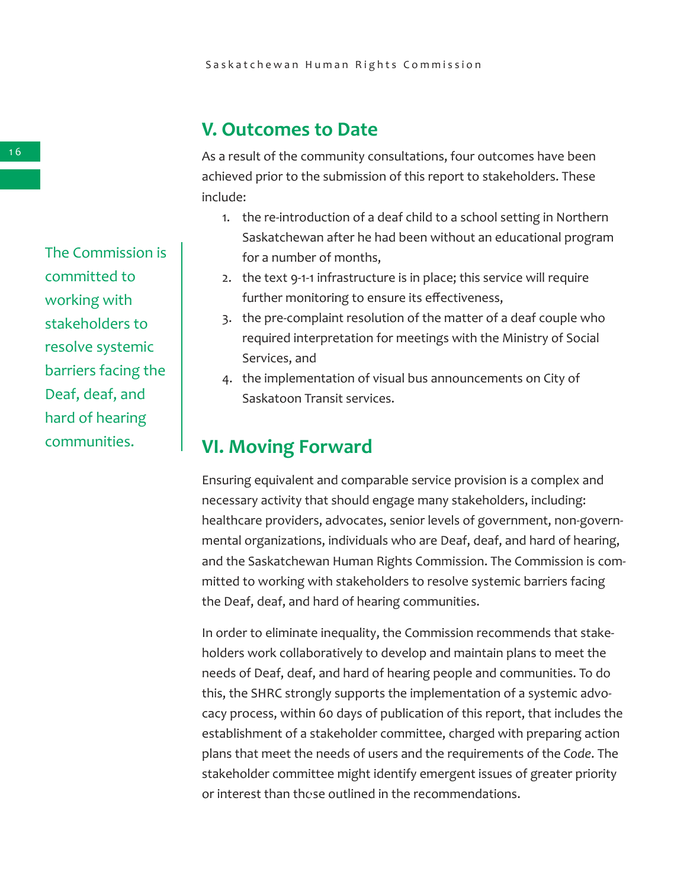## V. Outcomes to Date

As a result of the community consultations, four outcomes have been achieved prior to the submission of this report to stakeholders. These include:

1. the re-introduction of a deaf child to a school setting in Northern Saskatchewan after he had been without an educational program for a number of months,
2. the text 9-1-1 infrastructure is in place; this service will require further monitoring to ensure its effectiveness,
3. the pre-complaint resolution of the matter of a deaf couple who required interpretation for meetings with the Ministry of Social Services, and
4. the implementation of visual bus announcements on City of Saskatoon Transit services.

> The Commission is committed to working with stakeholders to resolve systemic barriers facing the Deaf, deaf, and hard of hearing communities.

## VI. Moving Forward

Ensuring equivalent and comparable service provision is a complex and necessary activity that should engage many stakeholders, including: healthcare providers, advocates, senior levels of government, non-governmental organizations, individuals who are Deaf, deaf, and hard of hearing, and the Saskatchewan Human Rights Commission. The Commission is committed to working with stakeholders to resolve systemic barriers facing the Deaf, deaf, and hard of hearing communities.

In order to eliminate inequality, the Commission recommends that stakeholders work collaboratively to develop and maintain plans to meet the needs of Deaf, deaf, and hard of hearing people and communities. To do this, the SHRC strongly supports the implementation of a systemic advocacy process, within 60 days of publication of this report, that includes the establishment of a stakeholder committee, charged with preparing action plans that meet the needs of users and the requirements of the *Code*. The stakeholder committee might identify emergent issues of greater priority or interest than those outlined in the recommendations.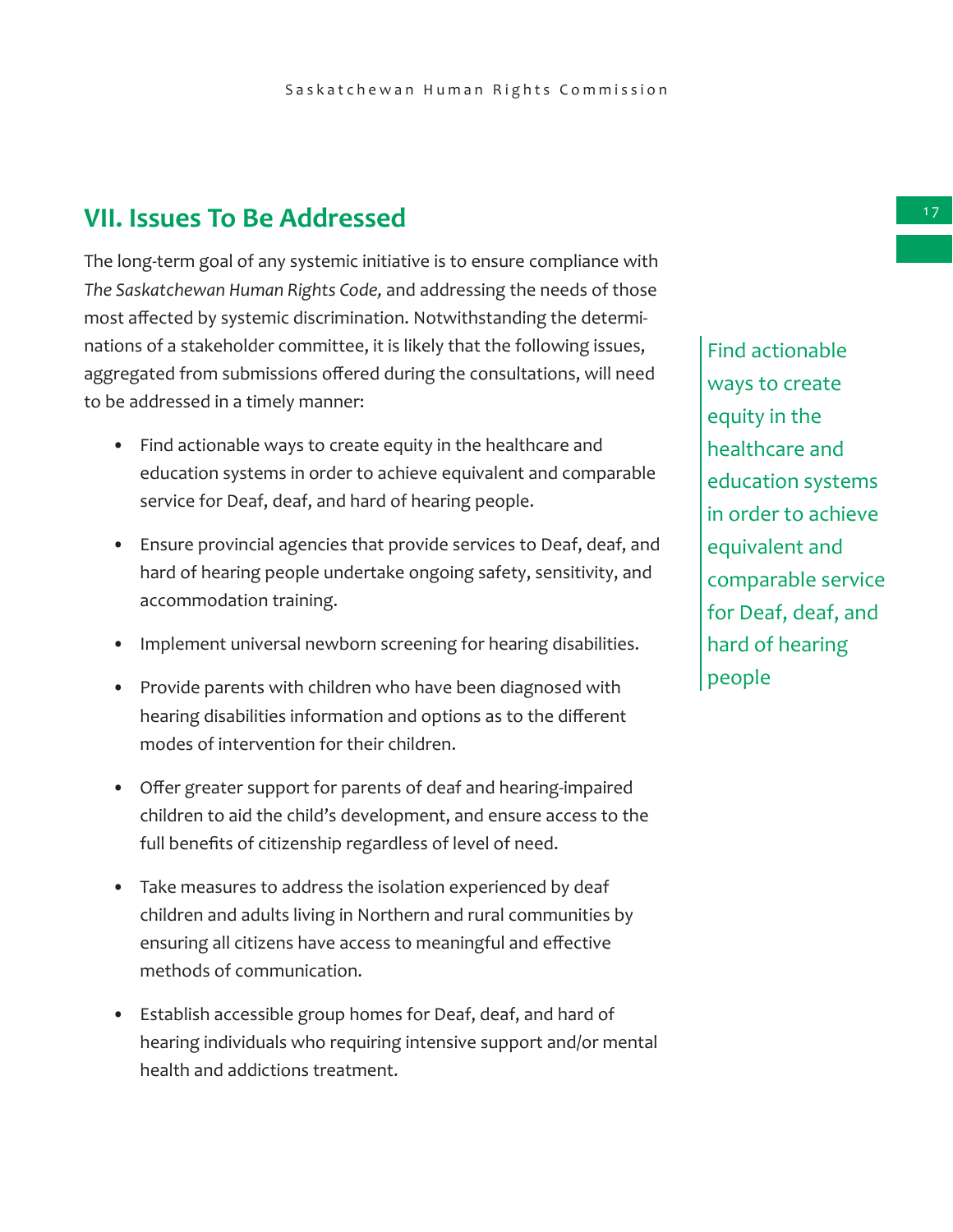## VII. Issues To Be Addressed

The long-term goal of any systemic initiative is to ensure compliance with *The Saskatchewan Human Rights Code,* and addressing the needs of those most affected by systemic discrimination. Notwithstanding the determinations of a stakeholder committee, it is likely that the following issues, aggregated from submissions offered during the consultations, will need to be addressed in a timely manner:

> Find actionable ways to create equity in the healthcare and education systems in order to achieve equivalent and comparable service for Deaf, deaf, and hard of hearing people

- Find actionable ways to create equity in the healthcare and education systems in order to achieve equivalent and comparable service for Deaf, deaf, and hard of hearing people.
- Ensure provincial agencies that provide services to Deaf, deaf, and hard of hearing people undertake ongoing safety, sensitivity, and accommodation training.
- Implement universal newborn screening for hearing disabilities.
- Provide parents with children who have been diagnosed with hearing disabilities information and options as to the different modes of intervention for their children.
- Offer greater support for parents of deaf and hearing-impaired children to aid the child's development, and ensure access to the full benefits of citizenship regardless of level of need.
- Take measures to address the isolation experienced by deaf children and adults living in Northern and rural communities by ensuring all citizens have access to meaningful and effective methods of communication.
- Establish accessible group homes for Deaf, deaf, and hard of hearing individuals who requiring intensive support and/or mental health and addictions treatment.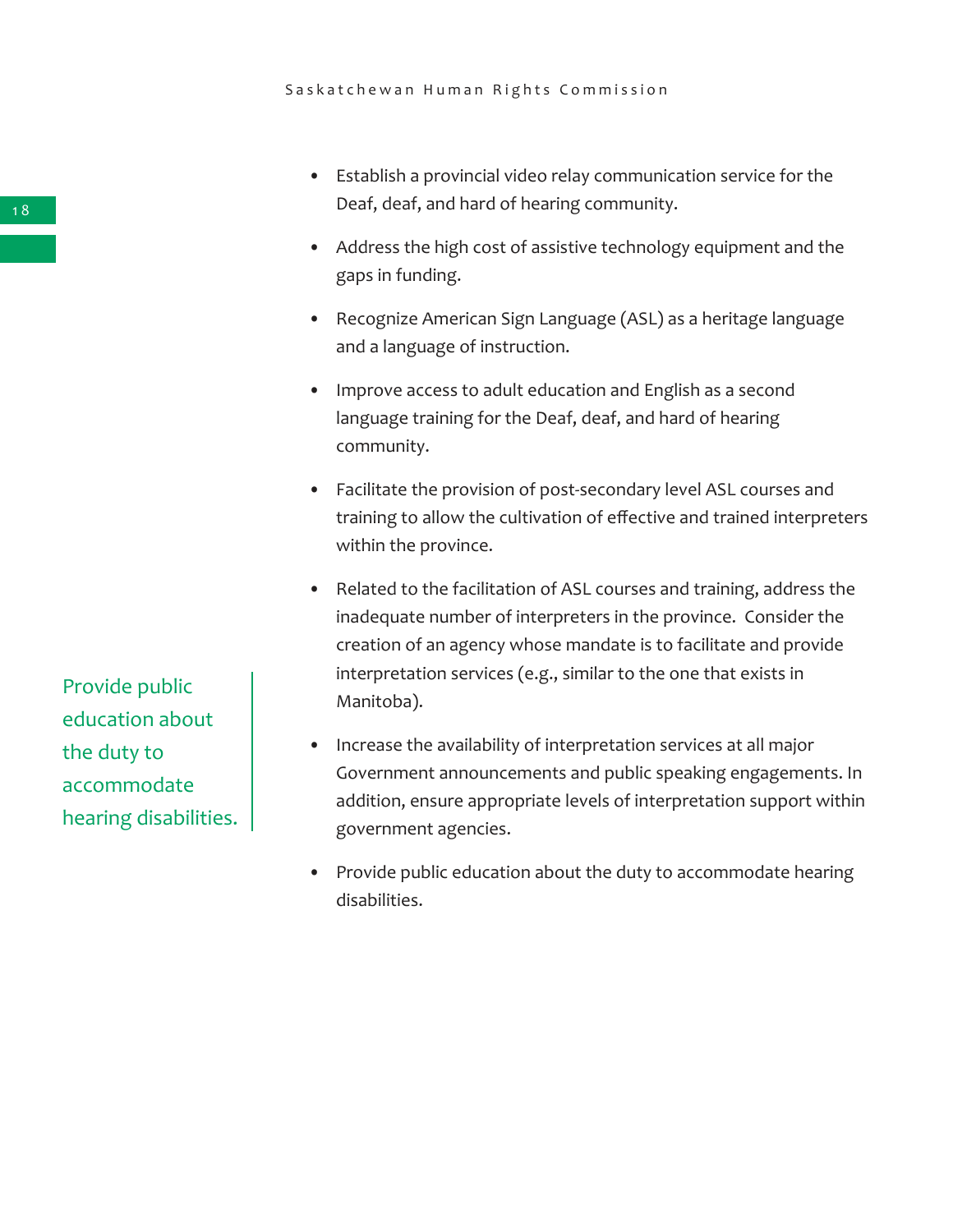- Establish a provincial video relay communication service for the Deaf, deaf, and hard of hearing community.
- Address the high cost of assistive technology equipment and the gaps in funding.
- Recognize American Sign Language (ASL) as a heritage language and a language of instruction.
- Improve access to adult education and English as a second language training for the Deaf, deaf, and hard of hearing community.
- Facilitate the provision of post-secondary level ASL courses and training to allow the cultivation of effective and trained interpreters within the province.
- Related to the facilitation of ASL courses and training, address the inadequate number of interpreters in the province. Consider the creation of an agency whose mandate is to facilitate and provide interpretation services (e.g., similar to the one that exists in Manitoba).
- Increase the availability of interpretation services at all major Government announcements and public speaking engagements. In addition, ensure appropriate levels of interpretation support within government agencies.
- Provide public education about the duty to accommodate hearing disabilities.

> Provide public education about the duty to accommodate hearing disabilities.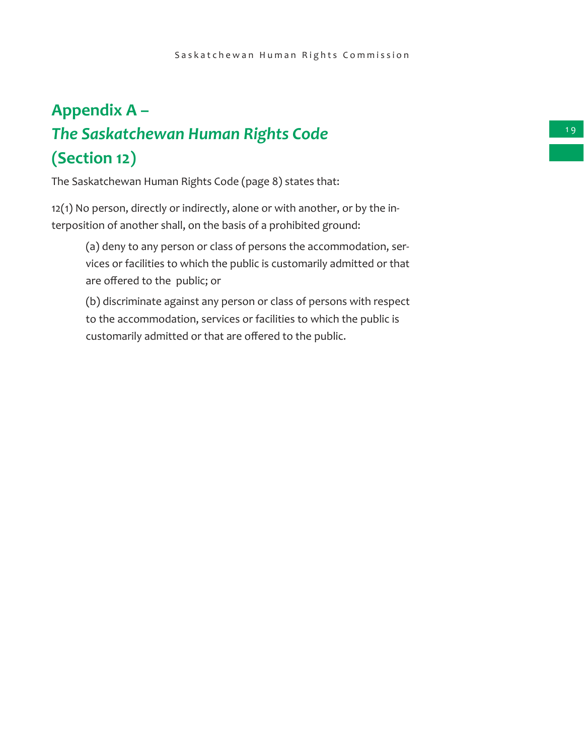# Appendix A – *The Saskatchewan Human Rights Code* (Section 12)

The Saskatchewan Human Rights Code (page 8) states that:

12(1) No person, directly or indirectly, alone or with another, or by the interposition of another shall, on the basis of a prohibited ground:

> (a) deny to any person or class of persons the accommodation, services or facilities to which the public is customarily admitted or that are offered to the public; or
>
> (b) discriminate against any person or class of persons with respect to the accommodation, services or facilities to which the public is customarily admitted or that are offered to the public.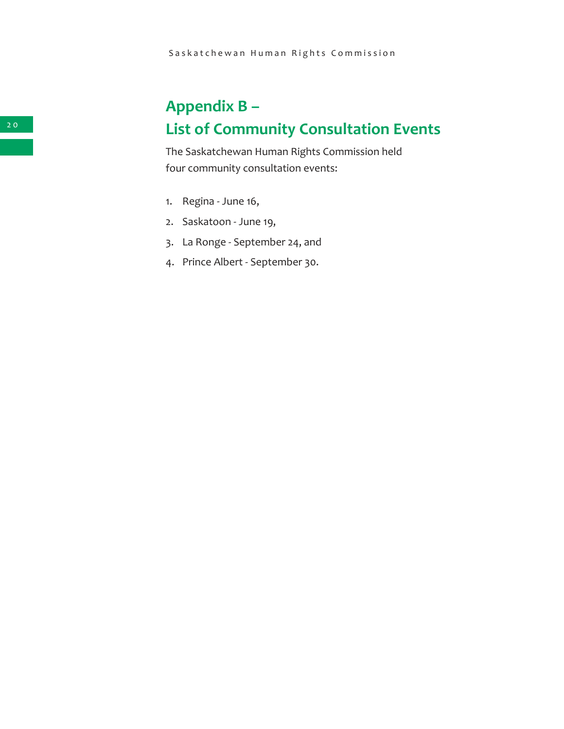# Appendix B – List of Community Consultation Events

The Saskatchewan Human Rights Commission held four community consultation events:

1. Regina - June 16,
2. Saskatoon - June 19,
3. La Ronge - September 24, and
4. Prince Albert - September 30.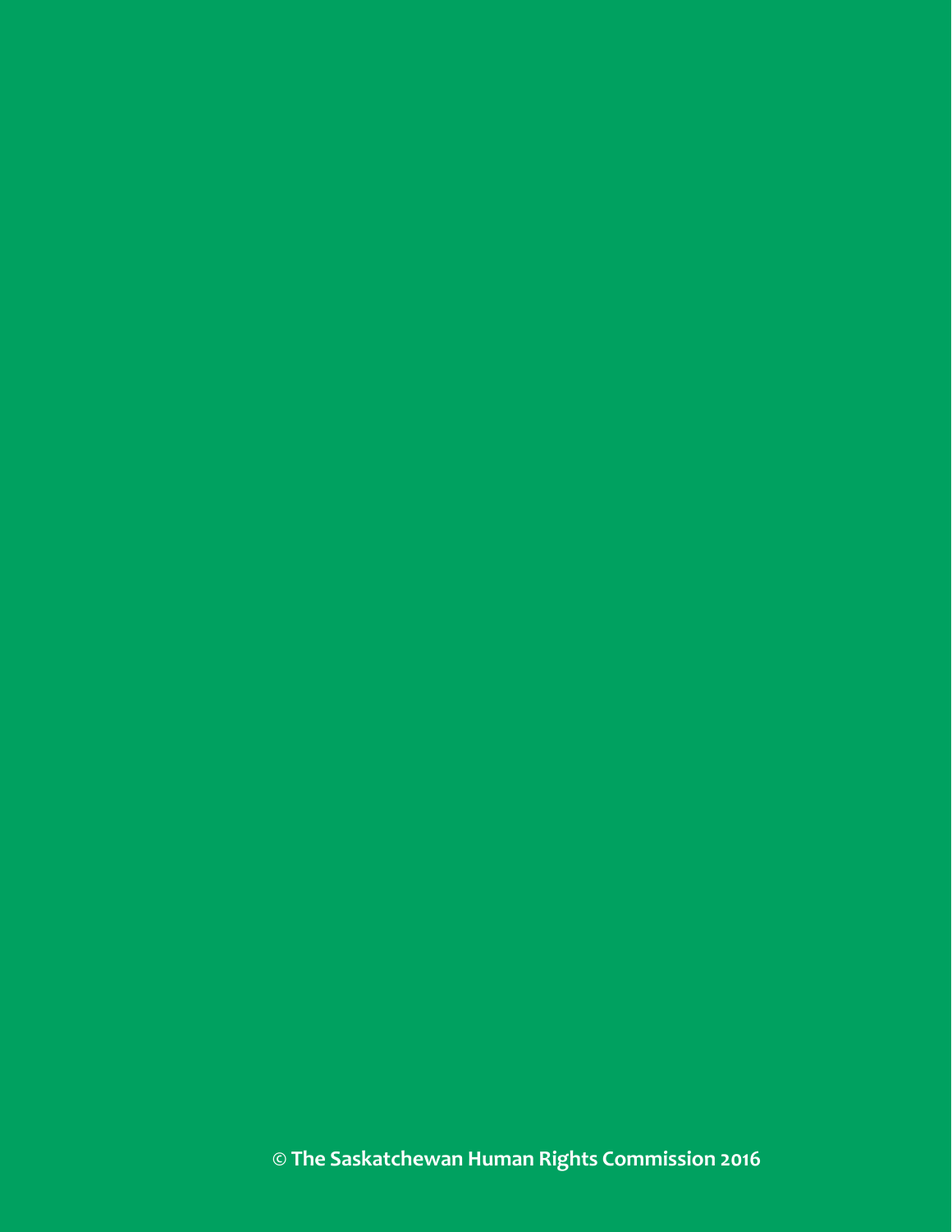© The Saskatchewan Human Rights Commission 2016